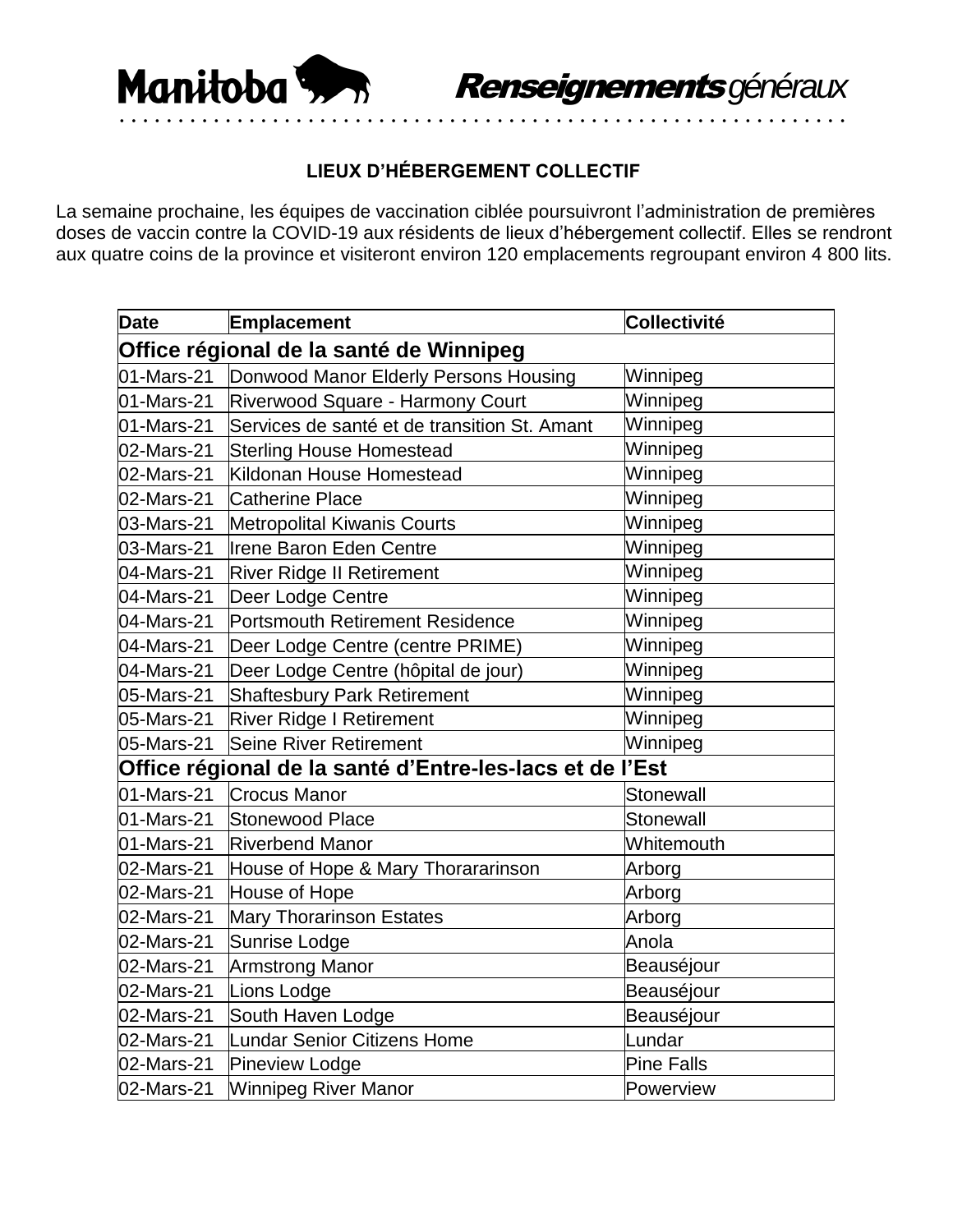Manitoba **Renseignements** *généraux*

### LIEUX D'HÉBERGEMENT COLLECTIF

La semaine prochaine, les équipes de vaccination ciblée poursuivront l'administration de premières doses de vaccin contre la COVID-19 aux résidents de lieux d'hébergement collectif. Elles se rendront aux quatre coins de la province et visiteront environ 120 emplacements regroupant environ 4 800 lits.

| Date | Emplacement | Collectivité |
|---|---|---|
| **Office régional de la santé de Winnipeg** | | |
| 01-Mars-21 | Donwood Manor Elderly Persons Housing | Winnipeg |
| 01-Mars-21 | Riverwood Square - Harmony Court | Winnipeg |
| 01-Mars-21 | Services de santé et de transition St. Amant | Winnipeg |
| 02-Mars-21 | Sterling House Homestead | Winnipeg |
| 02-Mars-21 | Kildonan House Homestead | Winnipeg |
| 02-Mars-21 | Catherine Place | Winnipeg |
| 03-Mars-21 | Metropolital Kiwanis Courts | Winnipeg |
| 03-Mars-21 | Irene Baron Eden Centre | Winnipeg |
| 04-Mars-21 | River Ridge II Retirement | Winnipeg |
| 04-Mars-21 | Deer Lodge Centre | Winnipeg |
| 04-Mars-21 | Portsmouth Retirement Residence | Winnipeg |
| 04-Mars-21 | Deer Lodge Centre (centre PRIME) | Winnipeg |
| 04-Mars-21 | Deer Lodge Centre (hôpital de jour) | Winnipeg |
| 05-Mars-21 | Shaftesbury Park Retirement | Winnipeg |
| 05-Mars-21 | River Ridge I Retirement | Winnipeg |
| 05-Mars-21 | Seine River Retirement | Winnipeg |
| **Office régional de la santé d'Entre-les-lacs et de l'Est** | | |
| 01-Mars-21 | Crocus Manor | Stonewall |
| 01-Mars-21 | Stonewood Place | Stonewall |
| 01-Mars-21 | Riverbend Manor | Whitemouth |
| 02-Mars-21 | House of Hope & Mary Thorararinson | Arborg |
| 02-Mars-21 | House of Hope | Arborg |
| 02-Mars-21 | Mary Thorarinson Estates | Arborg |
| 02-Mars-21 | Sunrise Lodge | Anola |
| 02-Mars-21 | Armstrong Manor | Beauséjour |
| 02-Mars-21 | Lions Lodge | Beauséjour |
| 02-Mars-21 | South Haven Lodge | Beauséjour |
| 02-Mars-21 | Lundar Senior Citizens Home | Lundar |
| 02-Mars-21 | Pineview Lodge | Pine Falls |
| 02-Mars-21 | Winnipeg River Manor | Powerview |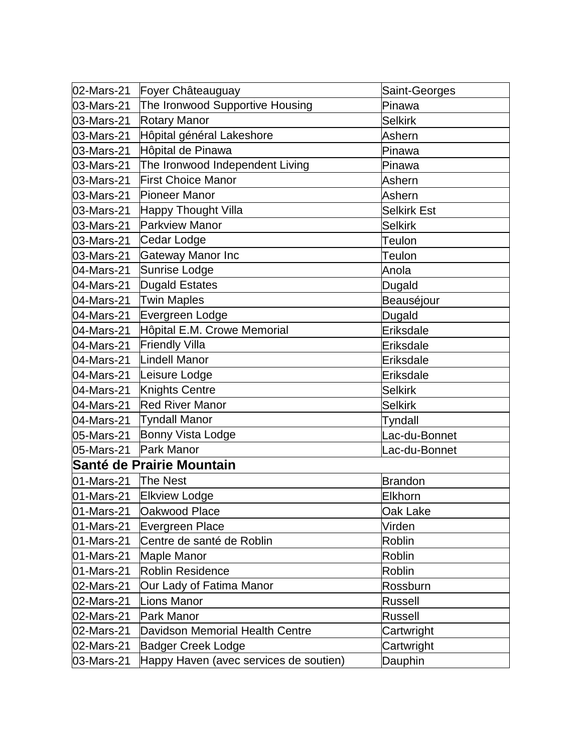| | | |
|---|---|---|
| 02-Mars-21 | Foyer Châteauguay | Saint-Georges |
| 03-Mars-21 | The Ironwood Supportive Housing | Pinawa |
| 03-Mars-21 | Rotary Manor | Selkirk |
| 03-Mars-21 | Hôpital général Lakeshore | Ashern |
| 03-Mars-21 | Hôpital de Pinawa | Pinawa |
| 03-Mars-21 | The Ironwood Independent Living | Pinawa |
| 03-Mars-21 | First Choice Manor | Ashern |
| 03-Mars-21 | Pioneer Manor | Ashern |
| 03-Mars-21 | Happy Thought Villa | Selkirk Est |
| 03-Mars-21 | Parkview Manor | Selkirk |
| 03-Mars-21 | Cedar Lodge | Teulon |
| 03-Mars-21 | Gateway Manor Inc | Teulon |
| 04-Mars-21 | Sunrise Lodge | Anola |
| 04-Mars-21 | Dugald Estates | Dugald |
| 04-Mars-21 | Twin Maples | Beauséjour |
| 04-Mars-21 | Evergreen Lodge | Dugald |
| 04-Mars-21 | Hôpital E.M. Crowe Memorial | Eriksdale |
| 04-Mars-21 | Friendly Villa | Eriksdale |
| 04-Mars-21 | Lindell Manor | Eriksdale |
| 04-Mars-21 | Leisure Lodge | Eriksdale |
| 04-Mars-21 | Knights Centre | Selkirk |
| 04-Mars-21 | Red River Manor | Selkirk |
| 04-Mars-21 | Tyndall Manor | Tyndall |
| 05-Mars-21 | Bonny Vista Lodge | Lac-du-Bonnet |
| 05-Mars-21 | Park Manor | Lac-du-Bonnet |
| **Santé de Prairie Mountain** | | |
| 01-Mars-21 | The Nest | Brandon |
| 01-Mars-21 | Elkview Lodge | Elkhorn |
| 01-Mars-21 | Oakwood Place | Oak Lake |
| 01-Mars-21 | Evergreen Place | Virden |
| 01-Mars-21 | Centre de santé de Roblin | Roblin |
| 01-Mars-21 | Maple Manor | Roblin |
| 01-Mars-21 | Roblin Residence | Roblin |
| 02-Mars-21 | Our Lady of Fatima Manor | Rossburn |
| 02-Mars-21 | Lions Manor | Russell |
| 02-Mars-21 | Park Manor | Russell |
| 02-Mars-21 | Davidson Memorial Health Centre | Cartwright |
| 02-Mars-21 | Badger Creek Lodge | Cartwright |
| 03-Mars-21 | Happy Haven (avec services de soutien) | Dauphin |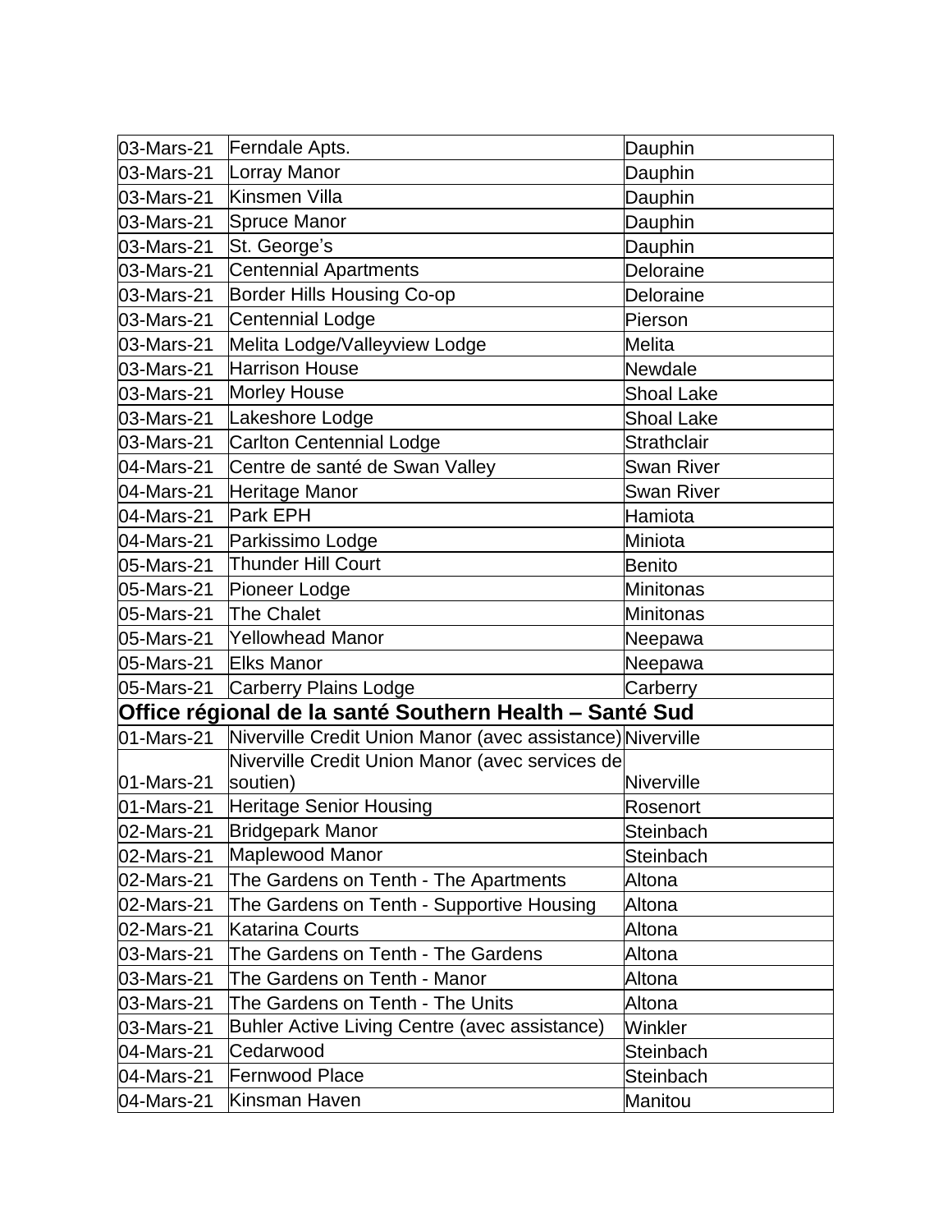| | | |
|---|---|---|
| 03-Mars-21 | Ferndale Apts. | Dauphin |
| 03-Mars-21 | Lorray Manor | Dauphin |
| 03-Mars-21 | Kinsmen Villa | Dauphin |
| 03-Mars-21 | Spruce Manor | Dauphin |
| 03-Mars-21 | St. George's | Dauphin |
| 03-Mars-21 | Centennial Apartments | Deloraine |
| 03-Mars-21 | Border Hills Housing Co-op | Deloraine |
| 03-Mars-21 | Centennial Lodge | Pierson |
| 03-Mars-21 | Melita Lodge/Valleyview Lodge | Melita |
| 03-Mars-21 | Harrison House | Newdale |
| 03-Mars-21 | Morley House | Shoal Lake |
| 03-Mars-21 | Lakeshore Lodge | Shoal Lake |
| 03-Mars-21 | Carlton Centennial Lodge | Strathclair |
| 04-Mars-21 | Centre de santé de Swan Valley | Swan River |
| 04-Mars-21 | Heritage Manor | Swan River |
| 04-Mars-21 | Park EPH | Hamiota |
| 04-Mars-21 | Parkissimo Lodge | Miniota |
| 05-Mars-21 | Thunder Hill Court | Benito |
| 05-Mars-21 | Pioneer Lodge | Minitonas |
| 05-Mars-21 | The Chalet | Minitonas |
| 05-Mars-21 | Yellowhead Manor | Neepawa |
| 05-Mars-21 | Elks Manor | Neepawa |
| 05-Mars-21 | Carberry Plains Lodge | Carberry |
| **Office régional de la santé Southern Health – Santé Sud** | | |
| 01-Mars-21 | Niverville Credit Union Manor (avec assistance) | Niverville |
| 01-Mars-21 | Niverville Credit Union Manor (avec services de soutien) | Niverville |
| 01-Mars-21 | Heritage Senior Housing | Rosenort |
| 02-Mars-21 | Bridgepark Manor | Steinbach |
| 02-Mars-21 | Maplewood Manor | Steinbach |
| 02-Mars-21 | The Gardens on Tenth - The Apartments | Altona |
| 02-Mars-21 | The Gardens on Tenth - Supportive Housing | Altona |
| 02-Mars-21 | Katarina Courts | Altona |
| 03-Mars-21 | The Gardens on Tenth - The Gardens | Altona |
| 03-Mars-21 | The Gardens on Tenth - Manor | Altona |
| 03-Mars-21 | The Gardens on Tenth - The Units | Altona |
| 03-Mars-21 | Buhler Active Living Centre (avec assistance) | Winkler |
| 04-Mars-21 | Cedarwood | Steinbach |
| 04-Mars-21 | Fernwood Place | Steinbach |
| 04-Mars-21 | Kinsman Haven | Manitou |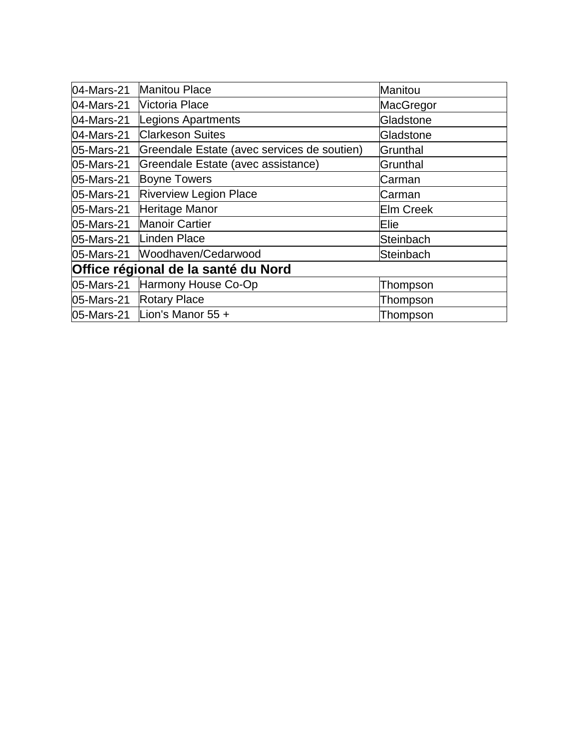| | | |
|---|---|---|
| 04-Mars-21 | Manitou Place | Manitou |
| 04-Mars-21 | Victoria Place | MacGregor |
| 04-Mars-21 | Legions Apartments | Gladstone |
| 04-Mars-21 | Clarkeson Suites | Gladstone |
| 05-Mars-21 | Greendale Estate (avec services de soutien) | Grunthal |
| 05-Mars-21 | Greendale Estate (avec assistance) | Grunthal |
| 05-Mars-21 | Boyne Towers | Carman |
| 05-Mars-21 | Riverview Legion Place | Carman |
| 05-Mars-21 | Heritage Manor | Elm Creek |
| 05-Mars-21 | Manoir Cartier | Elie |
| 05-Mars-21 | Linden Place | Steinbach |
| 05-Mars-21 | Woodhaven/Cedarwood | Steinbach |
| **Office régional de la santé du Nord** | | |
| 05-Mars-21 | Harmony House Co-Op | Thompson |
| 05-Mars-21 | Rotary Place | Thompson |
| 05-Mars-21 | Lion's Manor 55 + | Thompson |